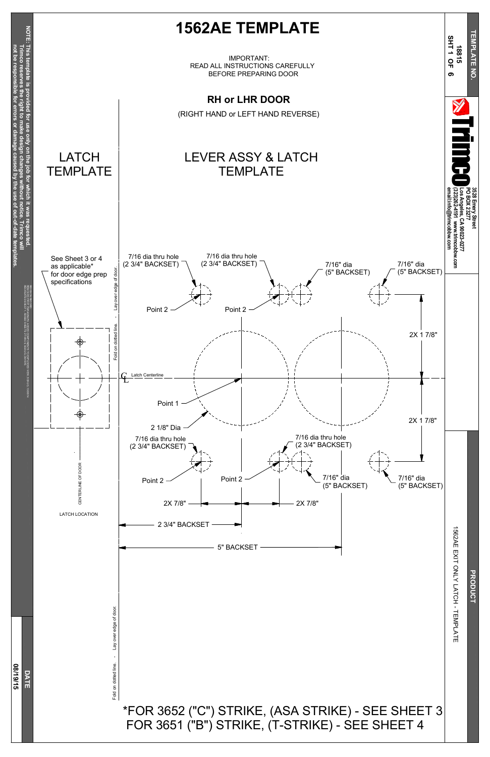# 1562AE TEMPLATE

IMPORTANT:
READ ALL INSTRUCTIONS CAREFULLY
BEFORE PREPARING DOOR

## RH or LHR DOOR

(RIGHT HAND or LEFT HAND REVERSE)

### LATCH TEMPLATE

### LEVER ASSY & LATCH TEMPLATE

See Sheet 3 or 4 as applicable* for door edge prep specifications

7/16 dia thru hole (2 3/4" BACKSET)

7/16 dia thru hole (2 3/4" BACKSET)

7/16" dia (5" BACKSET)

7/16" dia (5" BACKSET)

Point 2

Point 2

2X 1 7/8"

Latch Centerline

Point 1

2X 1 7/8"

2 1/8" Dia

7/16 dia thru hole (2 3/4" BACKSET)

7/16 dia thru hole (2 3/4" BACKSET)

7/16" dia (5" BACKSET)

7/16" dia (5" BACKSET)

Point 2

Point 2

2X 7/8"

2X 7/8"

2 3/4" BACKSET

5" BACKSET

CENTERLINE OF DOOR

LATCH LOCATION

Fold on dotted line. - Lay over edge of door.

Fold on dotted line. - Lay over edge of door.

*FOR 3652 ("C") STRIKE, (ASA STRIKE) - SEE SHEET 3
FOR 3651 ("B") STRIKE, (T-STRIKE) - SEE SHEET 4

**NOTE: This template is provided for use only on the job for which it was requested. Trimco reserves the right to make design changes without notice. Trimco will not be responsible for errors or damage caused by the use of out-of-date templates.**

**TEMPLATE NO.** 18815
SHT 1 OF 6

**Trimco**
3528 Emery Street
PO BOX 23277
Los Angeles, CA 90023-0277
(323)262-4191 www.trimcobbw.com
email:info@trimcobbw.com

**PRODUCT**
1562AE EXIT ONLY LATCH - TEMPLATE

**DATE**
08/19/15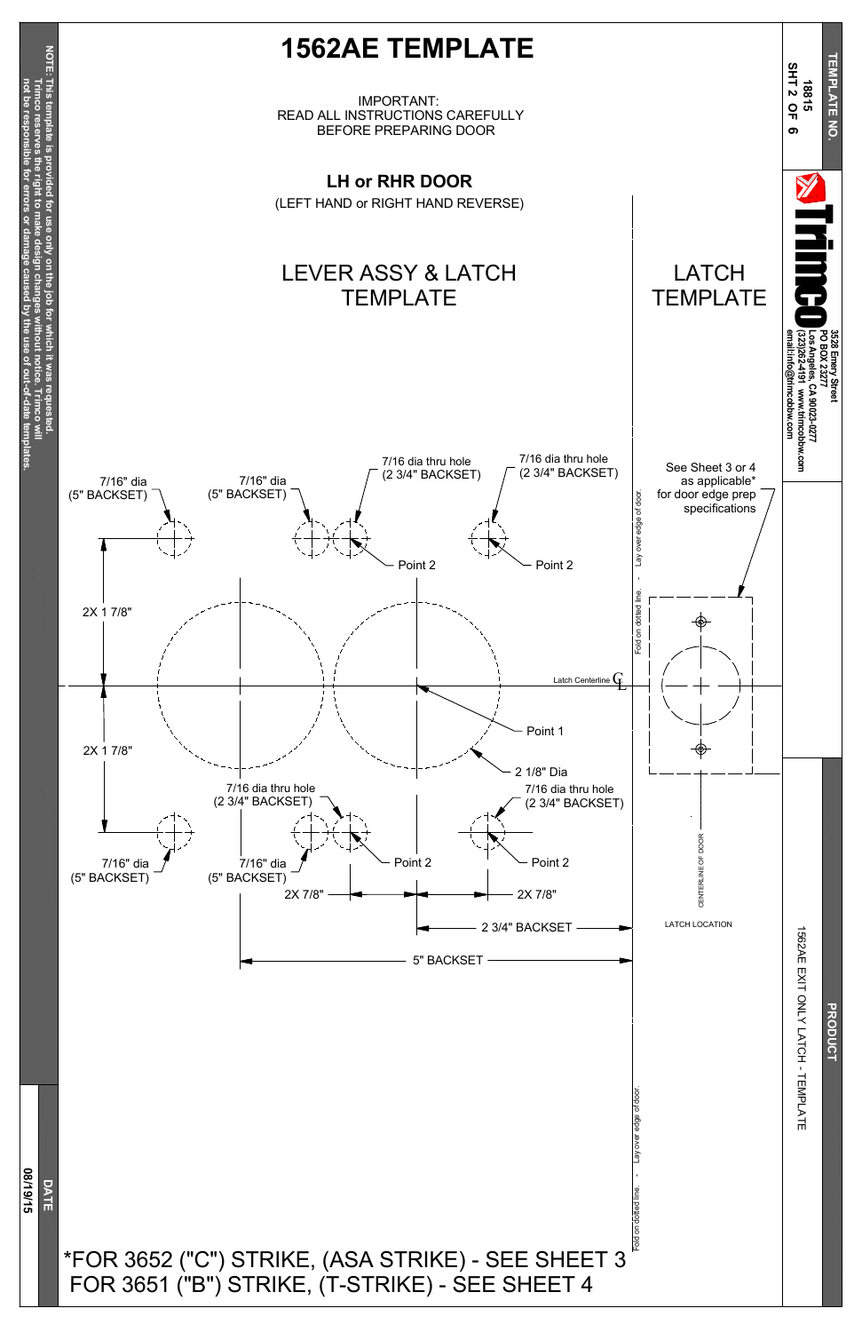# 1562AE TEMPLATE

IMPORTANT:
READ ALL INSTRUCTIONS CAREFULLY
BEFORE PREPARING DOOR

## LH or RHR DOOR

(LEFT HAND or RIGHT HAND REVERSE)

### LEVER ASSY & LATCH TEMPLATE

### LATCH TEMPLATE

7/16" dia (5" BACKSET)

7/16" dia (5" BACKSET)

7/16 dia thru hole (2 3/4" BACKSET)

7/16 dia thru hole (2 3/4" BACKSET)

Point 2

Point 2

See Sheet 3 or 4 as applicable* for door edge prep specifications

2X 1 7/8"

Latch Centerline

Point 1

2 1/8" Dia

2X 1 7/8"

7/16 dia thru hole (2 3/4" BACKSET)

7/16 dia thru hole (2 3/4" BACKSET)

7/16" dia (5" BACKSET)

7/16" dia (5" BACKSET)

Point 2

Point 2

2X 7/8"

2X 7/8"

2 3/4" BACKSET

5" BACKSET

Fold on dotted line. - Lay over edge of door.

CENTERLINE OF DOOR

LATCH LOCATION

Fold on dotted line. - Lay over edge of door.

*FOR 3652 ("C") STRIKE, (ASA STRIKE) - SEE SHEET 3
FOR 3651 ("B") STRIKE, (T-STRIKE) - SEE SHEET 4

NOTE: This template is provided for use only on the job for which it was requested. Trimco reserves the right to make design changes without notice. Trimco will not be responsible for errors or damage caused by the use of out-of-date templates.

DATE
08/19/15

TEMPLATE NO.
18815
SHT 2 OF 6

Trimco
3528 Emery Street
PO BOX 23277
Los Angeles, CA 90023-0277
(323)262-4191 www.trimcobbw.com
email:info@trimcobbw.com

PRODUCT
1562AE EXIT ONLY LATCH - TEMPLATE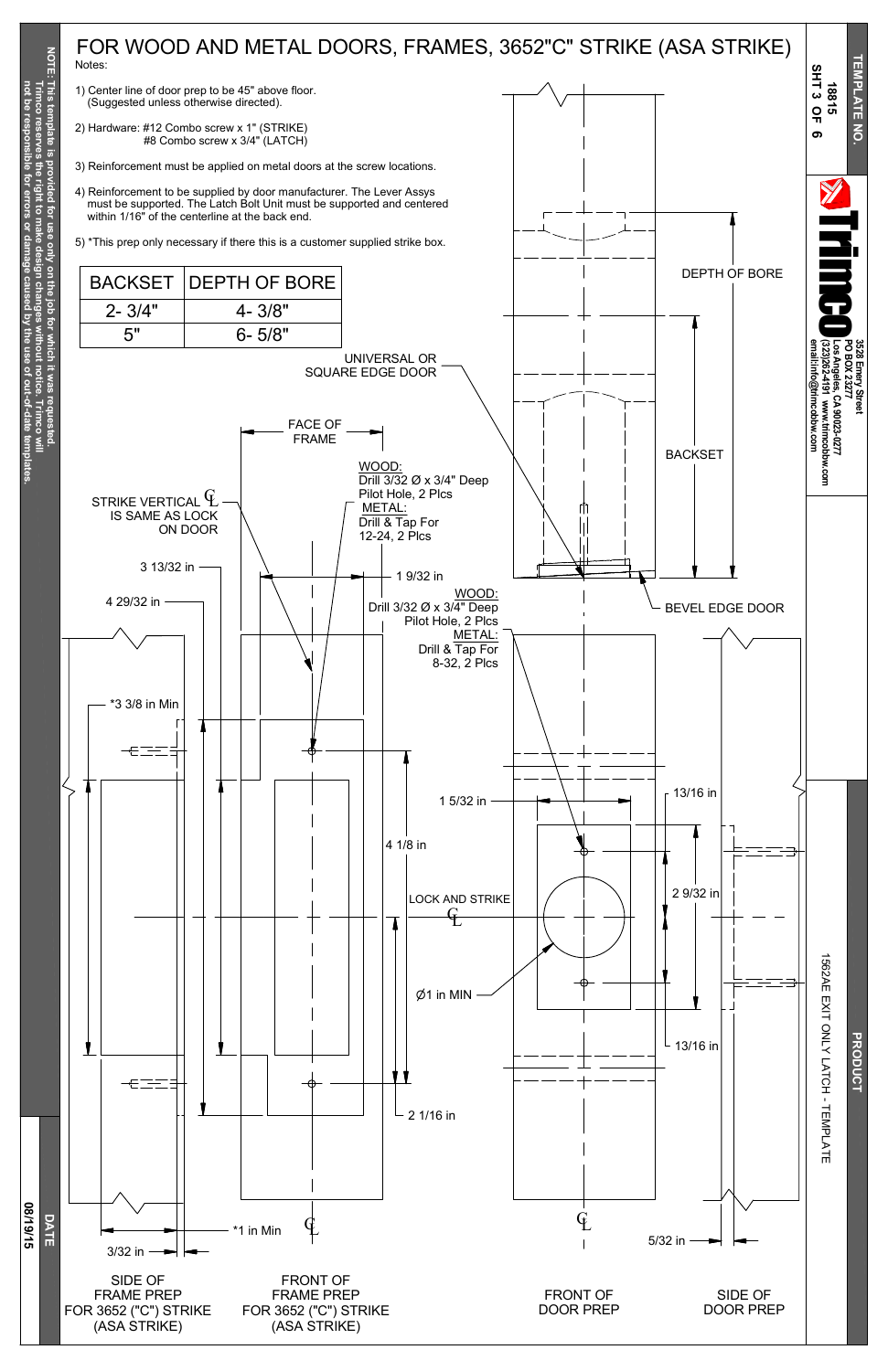# FOR WOOD AND METAL DOORS, FRAMES, 3652"C" STRIKE (ASA STRIKE)

Notes:

1) Center line of door prep to be 45" above floor. (Suggested unless otherwise directed).

2) Hardware: #12 Combo screw x 1" (STRIKE)
#8 Combo screw x 3/4" (LATCH)

3) Reinforcement must be applied on metal doors at the screw locations.

4) Reinforcement to be supplied by door manufacturer. The Lever Assys must be supported. The Latch Bolt Unit must be supported and centered within 1/16" of the centerline at the back end.

5) *This prep only necessary if there this is a customer supplied strike box.

| BACKSET | DEPTH OF BORE |
| --- | --- |
| 2- 3/4" | 4- 3/8" |
| 5" | 6- 5/8" |

UNIVERSAL OR SQUARE EDGE DOOR

DEPTH OF BORE

BACKSET

BEVEL EDGE DOOR

FACE OF FRAME

STRIKE VERTICAL ℄ IS SAME AS LOCK ON DOOR

WOOD:
Drill 3/32 Ø x 3/4" Deep Pilot Hole, 2 Plcs
METAL:
Drill & Tap For 12-24, 2 Plcs

3 13/32 in

1 9/32 in

4 29/32 in

WOOD:
Drill 3/32 Ø x 3/4" Deep Pilot Hole, 2 Plcs
METAL:
Drill & Tap For 8-32, 2 Plcs

*3 3/8 in Min

1 5/32 in

13/16 in

4 1/8 in

2 9/32 in

LOCK AND STRIKE ℄

Ø1 in MIN

13/16 in

2 1/16 in

*1 in Min

3/32 in

5/32 in

SIDE OF FRAME PREP FOR 3652 ("C") STRIKE (ASA STRIKE)

FRONT OF FRAME PREP FOR 3652 ("C") STRIKE (ASA STRIKE)

FRONT OF DOOR PREP

SIDE OF DOOR PREP

NOTE: This template is provided for use only on the job for which it was requested. Trimco reserves the right to make design changes without notice. Trimco will not be responsible for errors or damage caused by the use of out-of-date templates.

TEMPLATE NO. 18815 SHT 3 OF 6

Trimco
3528 Emery Street
PO BOX 23277
Los Angeles, CA 90023-0277
(323)262-4191 www.trimcobbw.com
email:info@trimcobbw.com

PRODUCT: 1562AE EXIT ONLY LATCH - TEMPLATE

DATE: 08/19/15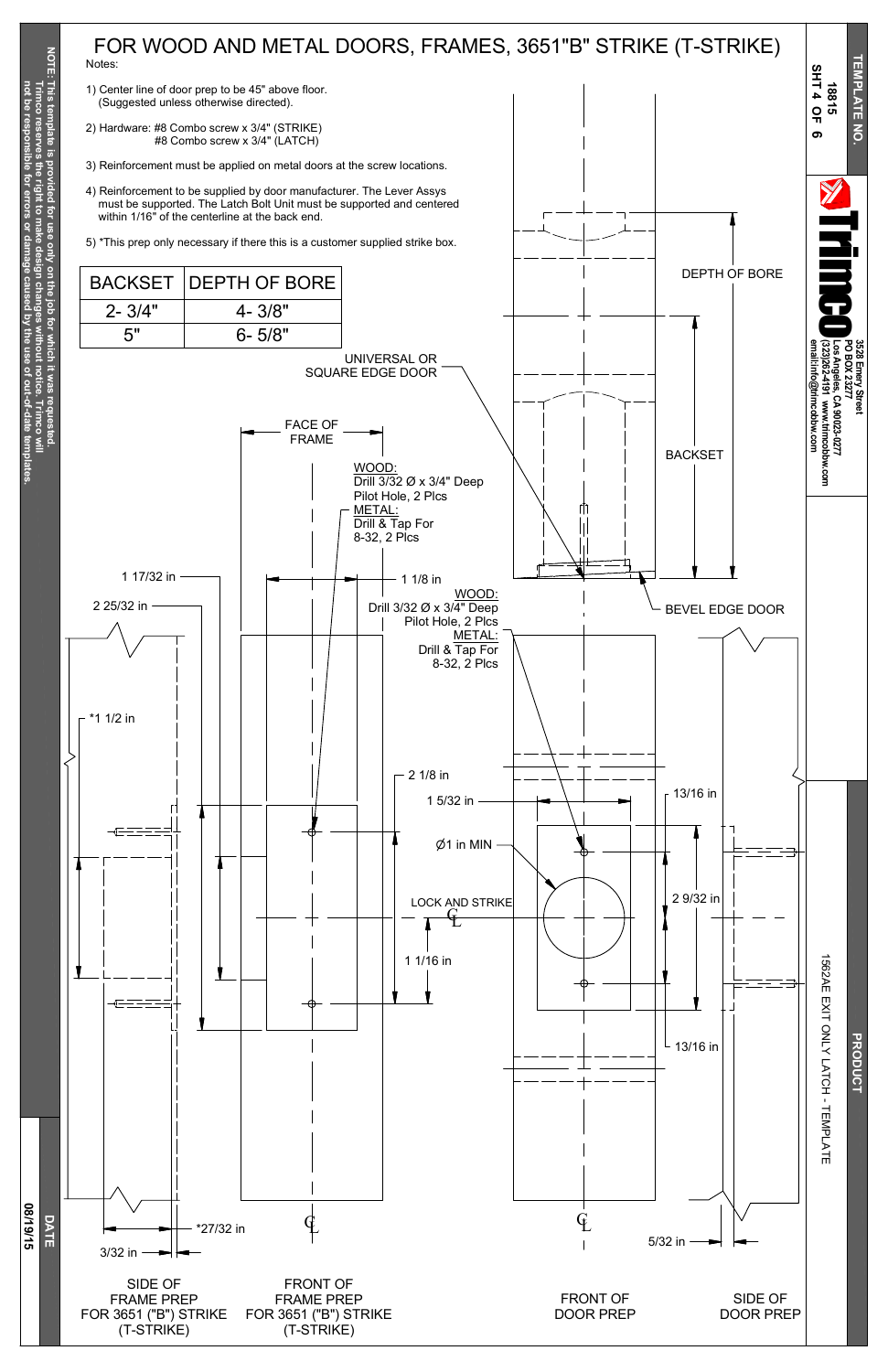# FOR WOOD AND METAL DOORS, FRAMES, 3651"B" STRIKE (T-STRIKE)

Notes:

1) Center line of door prep to be 45" above floor.
   (Suggested unless otherwise directed).

2) Hardware: #8 Combo screw x 3/4" (STRIKE)
   #8 Combo screw x 3/4" (LATCH)

3) Reinforcement must be applied on metal doors at the screw locations.

4) Reinforcement to be supplied by door manufacturer. The Lever Assys must be supported. The Latch Bolt Unit must be supported and centered within 1/16" of the centerline at the back end.

5) *This prep only necessary if there this is a customer supplied strike box.

| BACKSET | DEPTH OF BORE |
|---|---|
| 2- 3/4" | 4- 3/8" |
| 5" | 6- 5/8" |

UNIVERSAL OR SQUARE EDGE DOOR

DEPTH OF BORE

BACKSET

BEVEL EDGE DOOR

FACE OF FRAME

WOOD:
Drill 3/32 Ø x 3/4" Deep Pilot Hole, 2 Plcs
METAL:
Drill & Tap For 8-32, 2 Plcs

1 17/32 in

1 1/8 in

2 25/32 in

WOOD:
Drill 3/32 Ø x 3/4" Deep Pilot Hole, 2 Plcs
METAL:
Drill & Tap For 8-32, 2 Plcs

*1 1/2 in

2 1/8 in

1 5/32 in

13/16 in

Ø1 in MIN

LOCK AND STRIKE ℄

2 9/32 in

1 1/16 in

13/16 in

*27/32 in

3/32 in

5/32 in

℄

℄

SIDE OF FRAME PREP FOR 3651 ("B") STRIKE (T-STRIKE)

FRONT OF FRAME PREP FOR 3651 ("B") STRIKE (T-STRIKE)

FRONT OF DOOR PREP

SIDE OF DOOR PREP

NOTE: This template is provided for use only on the job for which it was requested. Trimco reserves the right to make design changes without notice. Trimco will not be responsible for errors or damage caused by the use of out-of-date templates.

DATE 08/19/15

TEMPLATE NO. 18815 SHT 4 OF 6

Trimco
3528 Emery Street
PO BOX 23277
Los Angeles, CA 90023-0277
(323)262-4191 www.trimcobbw.com
email:info@trimcobbw.com

PRODUCT
1562AE EXIT ONLY LATCH - TEMPLATE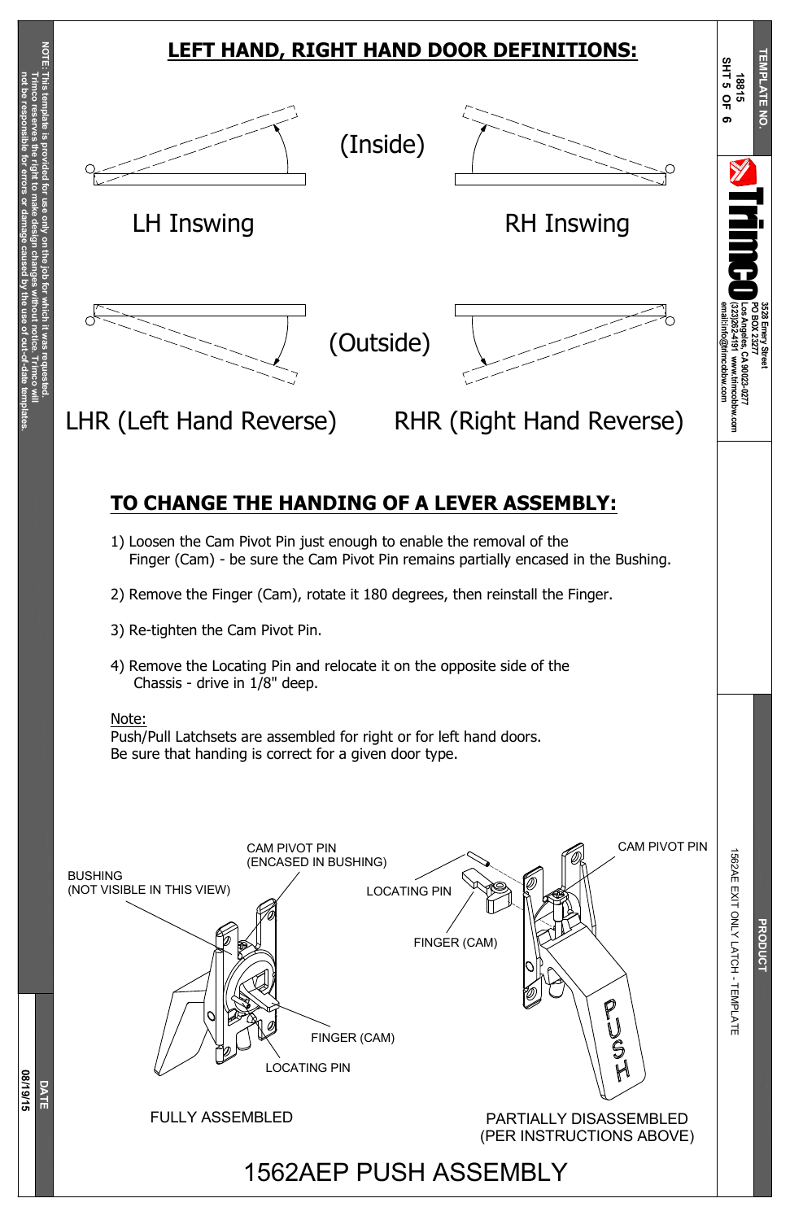## LEFT HAND, RIGHT HAND DOOR DEFINITIONS:

(Inside)

LH Inswing

RH Inswing

(Outside)

LHR (Left Hand Reverse)

RHR (Right Hand Reverse)

## TO CHANGE THE HANDING OF A LEVER ASSEMBLY:

1) Loosen the Cam Pivot Pin just enough to enable the removal of the Finger (Cam) - be sure the Cam Pivot Pin remains partially encased in the Bushing.

2) Remove the Finger (Cam), rotate it 180 degrees, then reinstall the Finger.

3) Re-tighten the Cam Pivot Pin.

4) Remove the Locating Pin and relocate it on the opposite side of the Chassis - drive in 1/8" deep.

Note:
Push/Pull Latchsets are assembled for right or for left hand doors.
Be sure that handing is correct for a given door type.

BUSHING (NOT VISIBLE IN THIS VIEW)

CAM PIVOT PIN (ENCASED IN BUSHING)

FINGER (CAM)

LOCATING PIN

FULLY ASSEMBLED

LOCATING PIN

FINGER (CAM)

CAM PIVOT PIN

PUSH

PARTIALLY DISASSEMBLED (PER INSTRUCTIONS ABOVE)

# 1562AEP PUSH ASSEMBLY

NOTE: This template is provided for use only on the job for which it was requested. Trimco reserves the right to make design changes without notice. Trimco will not be responsible for errors or damage caused by the use of out-of-date templates.

TEMPLATE NO. 18815

Trimco
3528 Emery Street
PO BOX 23277
Los Angeles, CA 90023-0277
(323)262-4191 www.trimcobbw.com
email:info@trimcobbw.com

PRODUCT: 1562AE EXIT ONLY LATCH - TEMPLATE

DATE: 08/19/15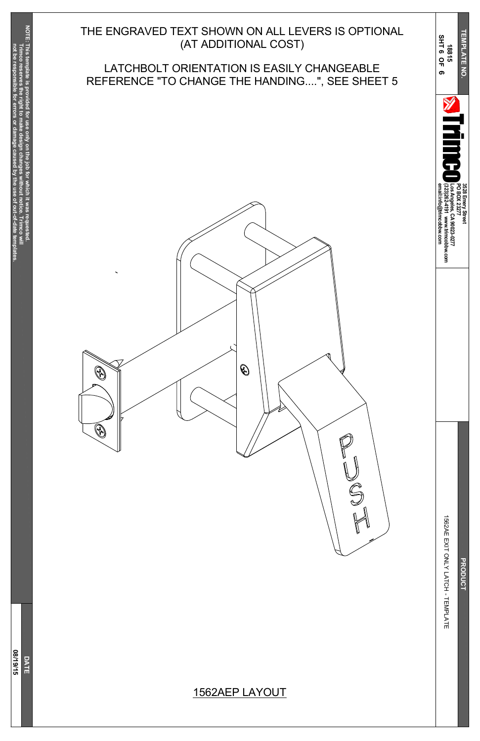THE ENGRAVED TEXT SHOWN ON ALL LEVERS IS OPTIONAL
(AT ADDITIONAL COST)

LATCHBOLT ORIENTATION IS EASILY CHANGEABLE
REFERENCE "TO CHANGE THE HANDING....", SEE SHEET 5

PUSH

1562AEP LAYOUT

NOTE: This template is provided for use only on the job for which it was requested. Trimco reserves the right to make design changes without notice. Trimco will not be responsible for errors or damage caused by the use of out-of-date templates.

DATE
08/19/15

TEMPLATE NO.
18815
SHT 6 OF 6

Trimco
3528 Emery Street
PO BOX 23277
Los Angeles, CA 90023-0277
(323)262-4191 www.trimcobbw.com
email:info@trimcobbw.com

PRODUCT
1562AE EXIT ONLY LATCH - TEMPLATE